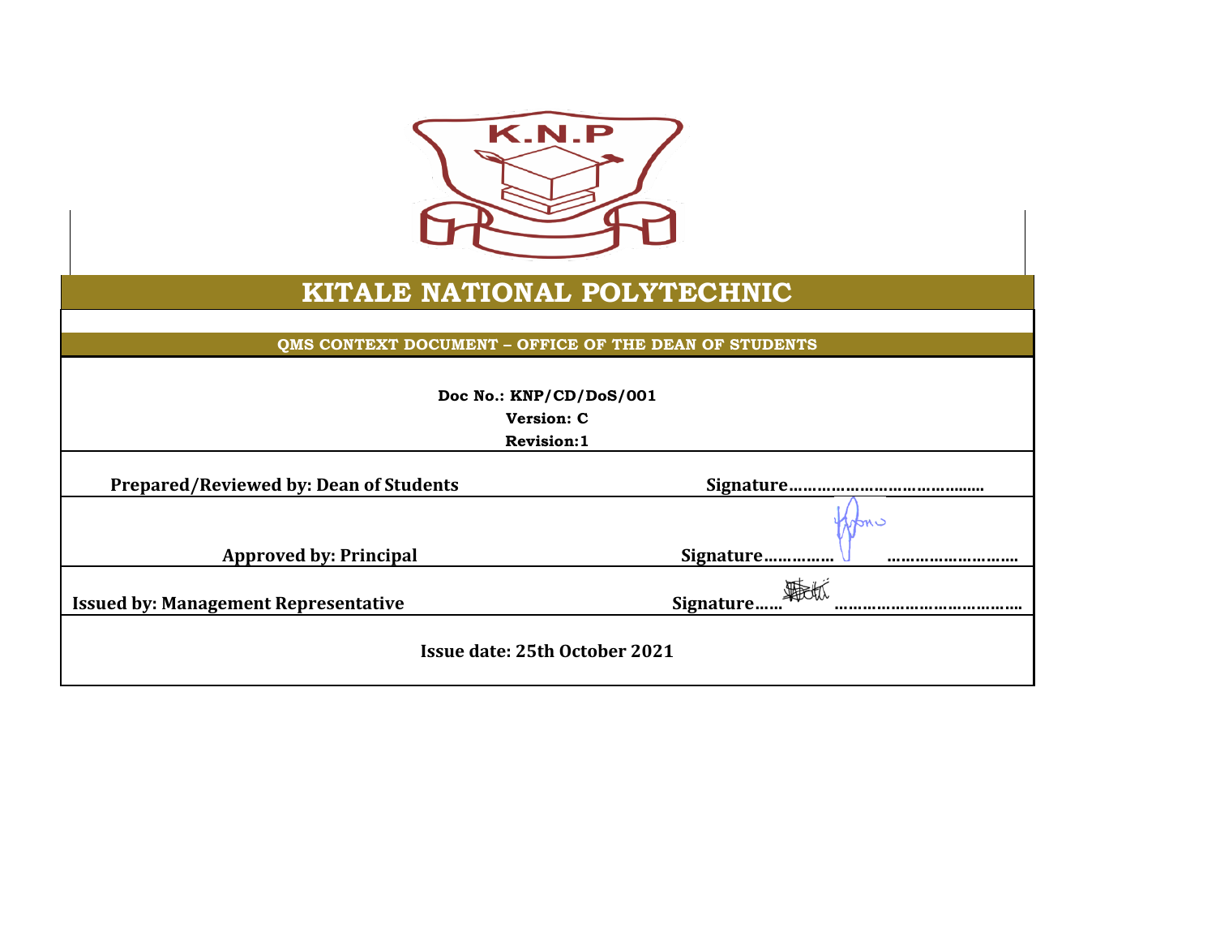K.N.P

# KITALE NATIONAL POLYTECHNIC

## QMS CONTEXT DOCUMENT – OFFICE OF THE DEAN OF STUDENTS

**Doc No.: KNP/CD/DoS/001**

**Version: C**

**Revision:1**

| | |
|---|---|
| **Prepared/Reviewed by: Dean of Students** | **Signature……………………………….....** |
| **Approved by: Principal** | **Signature…………… ……………………….** |
| **Issued by: Management Representative** | **Signature…… ……………………………….** |

**Issue date: 25th October 2021**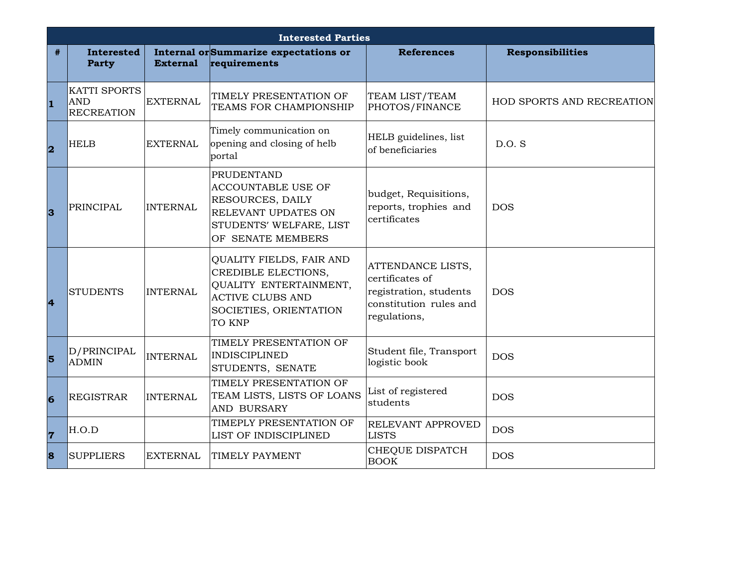| Interested Parties | | | | | |
|---|---|---|---|---|---|
| **#** | **Interested Party** | **Internal or External** | **Summarize expectations or requirements** | **References** | **Responsibilities** |
| **1** | KATTI SPORTS AND RECREATION | EXTERNAL | TIMELY PRESENTATION OF TEAMS FOR CHAMPIONSHIP | TEAM LIST/TEAM PHOTOS/FINANCE | HOD SPORTS AND RECREATION |
| **2** | HELB | EXTERNAL | Timely communication on opening and closing of helb portal | HELB guidelines, list of beneficiaries | D.O. S |
| **3** | PRINCIPAL | INTERNAL | PRUDENTAND ACCOUNTABLE USE OF RESOURCES, DAILY RELEVANT UPDATES ON STUDENTS' WELFARE, LIST OF SENATE MEMBERS | budget, Requisitions, reports, trophies and certificates | DOS |
| **4** | STUDENTS | INTERNAL | QUALITY FIELDS, FAIR AND CREDIBLE ELECTIONS, QUALITY ENTERTAINMENT, ACTIVE CLUBS AND SOCIETIES, ORIENTATION TO KNP | ATTENDANCE LISTS, certificates of registration, students constitution rules and regulations, | DOS |
| **5** | D/PRINCIPAL ADMIN | INTERNAL | TIMELY PRESENTATION OF INDISCIPLINED STUDENTS, SENATE | Student file, Transport logistic book | DOS |
| **6** | REGISTRAR | INTERNAL | TIMELY PRESENTATION OF TEAM LISTS, LISTS OF LOANS AND BURSARY | List of registered students | DOS |
| **7** | H.O.D | | TIMEPLY PRESENTATION OF LIST OF INDISCIPLINED | RELEVANT APPROVED LISTS | DOS |
| **8** | SUPPLIERS | EXTERNAL | TIMELY PAYMENT | CHEQUE DISPATCH BOOK | DOS |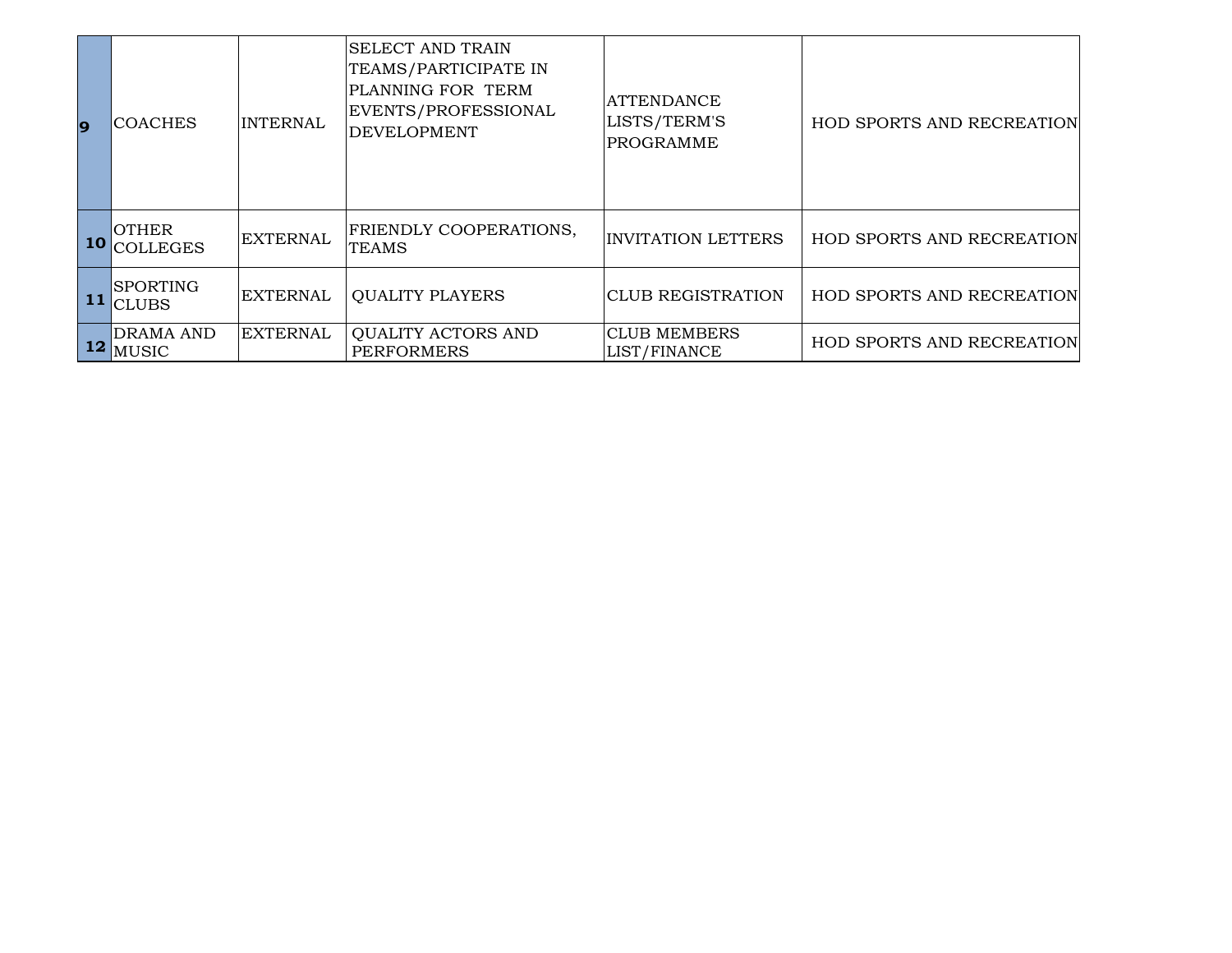| | | | | | |
|---|---|---|---|---|---|
| **9** | COACHES | INTERNAL | SELECT AND TRAIN TEAMS/PARTICIPATE IN PLANNING FOR TERM EVENTS/PROFESSIONAL DEVELOPMENT | ATTENDANCE LISTS/TERM'S PROGRAMME | HOD SPORTS AND RECREATION |
| **10** | OTHER COLLEGES | EXTERNAL | FRIENDLY COOPERATIONS, TEAMS | INVITATION LETTERS | HOD SPORTS AND RECREATION |
| **11** | SPORTING CLUBS | EXTERNAL | QUALITY PLAYERS | CLUB REGISTRATION | HOD SPORTS AND RECREATION |
| **12** | DRAMA AND MUSIC | EXTERNAL | QUALITY ACTORS AND PERFORMERS | CLUB MEMBERS LIST/FINANCE | HOD SPORTS AND RECREATION |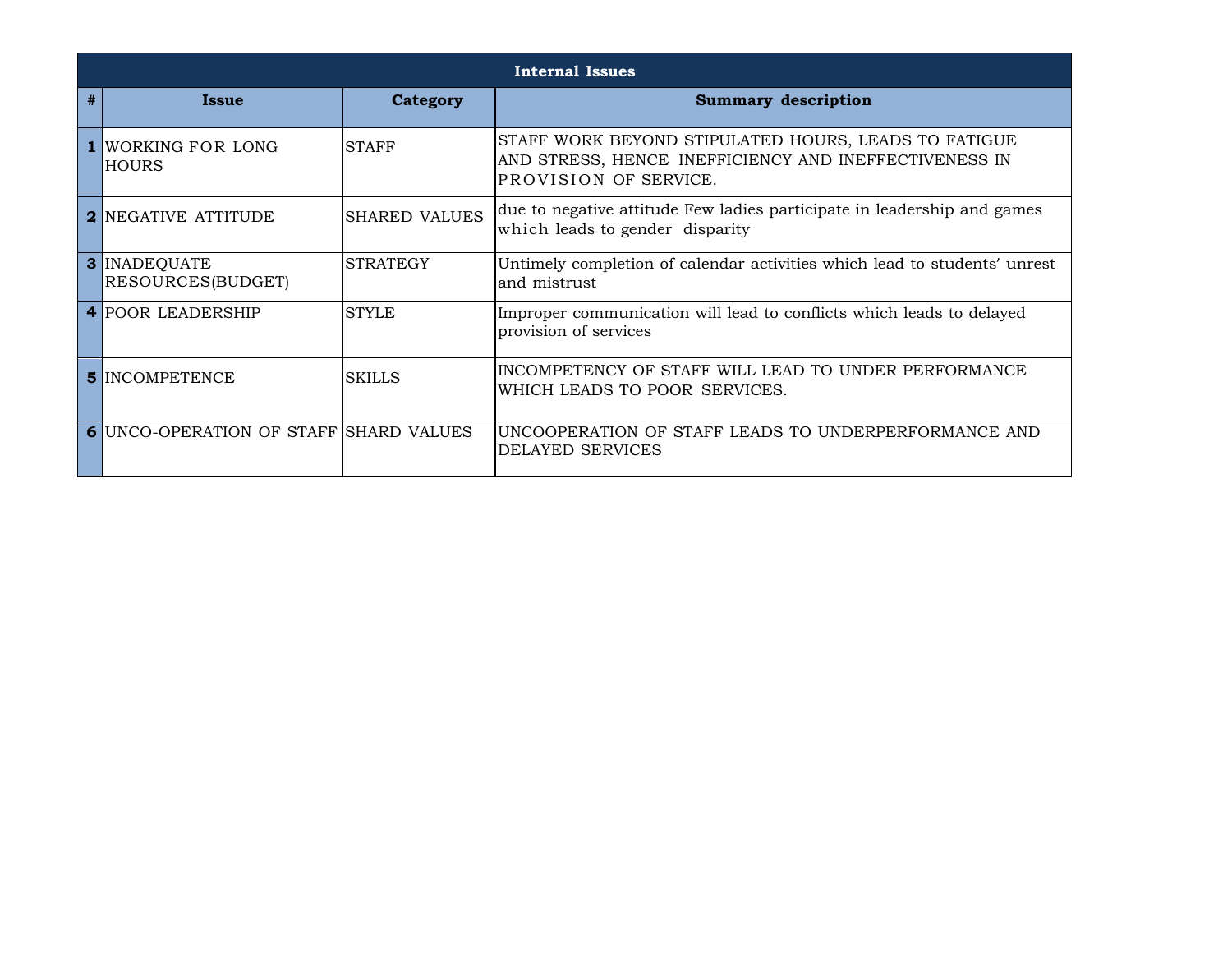| Internal Issues | | | |
|---|---|---|---|
| **#** | **Issue** | **Category** | **Summary description** |
| **1** | WORKING FOR LONG HOURS | STAFF | STAFF WORK BEYOND STIPULATED HOURS, LEADS TO FATIGUE AND STRESS, HENCE INEFFICIENCY AND INEFFECTIVENESS IN PROVISION OF SERVICE. |
| **2** | NEGATIVE ATTITUDE | SHARED VALUES | due to negative attitude Few ladies participate in leadership and games which leads to gender disparity |
| **3** | INADEQUATE RESOURCES(BUDGET) | STRATEGY | Untimely completion of calendar activities which lead to students' unrest and mistrust |
| **4** | POOR LEADERSHIP | STYLE | Improper communication will lead to conflicts which leads to delayed provision of services |
| **5** | INCOMPETENCE | SKILLS | INCOMPETENCY OF STAFF WILL LEAD TO UNDER PERFORMANCE WHICH LEADS TO POOR SERVICES. |
| **6** | UNCO-OPERATION OF STAFF | SHARD VALUES | UNCOOPERATION OF STAFF LEADS TO UNDERPERFORMANCE AND DELAYED SERVICES |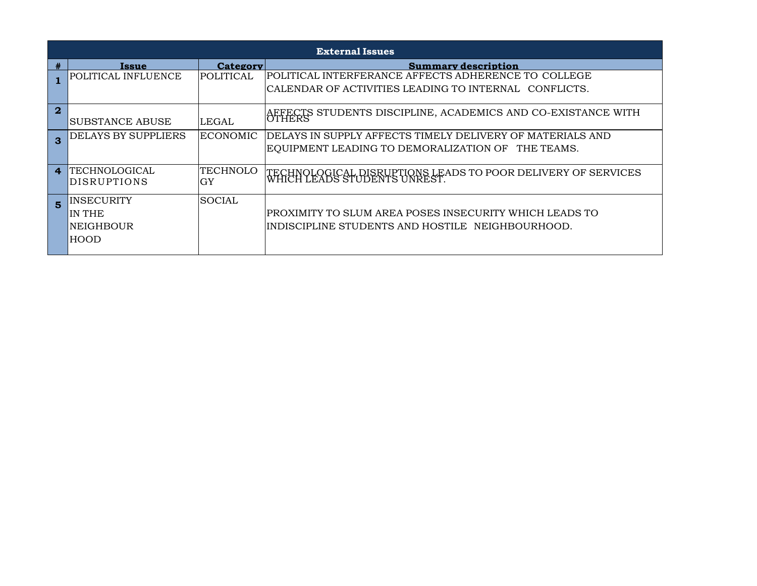| External Issues | | | |
|---|---|---|---|
| # | Issue | Category | Summary description |
| 1 | POLITICAL INFLUENCE | POLITICAL | POLITICAL INTERFERANCE AFFECTS ADHERENCE TO COLLEGE CALENDAR OF ACTIVITIES LEADING TO INTERNAL CONFLICTS. |
| 2 | SUBSTANCE ABUSE | LEGAL | AFFECTS STUDENTS DISCIPLINE, ACADEMICS AND CO-EXISTANCE WITH OTHERS |
| 3 | DELAYS BY SUPPLIERS | ECONOMIC | DELAYS IN SUPPLY AFFECTS TIMELY DELIVERY OF MATERIALS AND EQUIPMENT LEADING TO DEMORALIZATION OF THE TEAMS. |
| 4 | TECHNOLOGICAL DISRUPTIONS | TECHNOLOGY | TECHNOLOGICAL DISRUPTIONS LEADS TO POOR DELIVERY OF SERVICES WHICH LEADS STUDENTS UNREST. |
| 5 | INSECURITY IN THE NEIGHBOURHOOD | SOCIAL | PROXIMITY TO SLUM AREA POSES INSECURITY WHICH LEADS TO INDISCIPLINE STUDENTS AND HOSTILE NEIGHBOURHOOD. |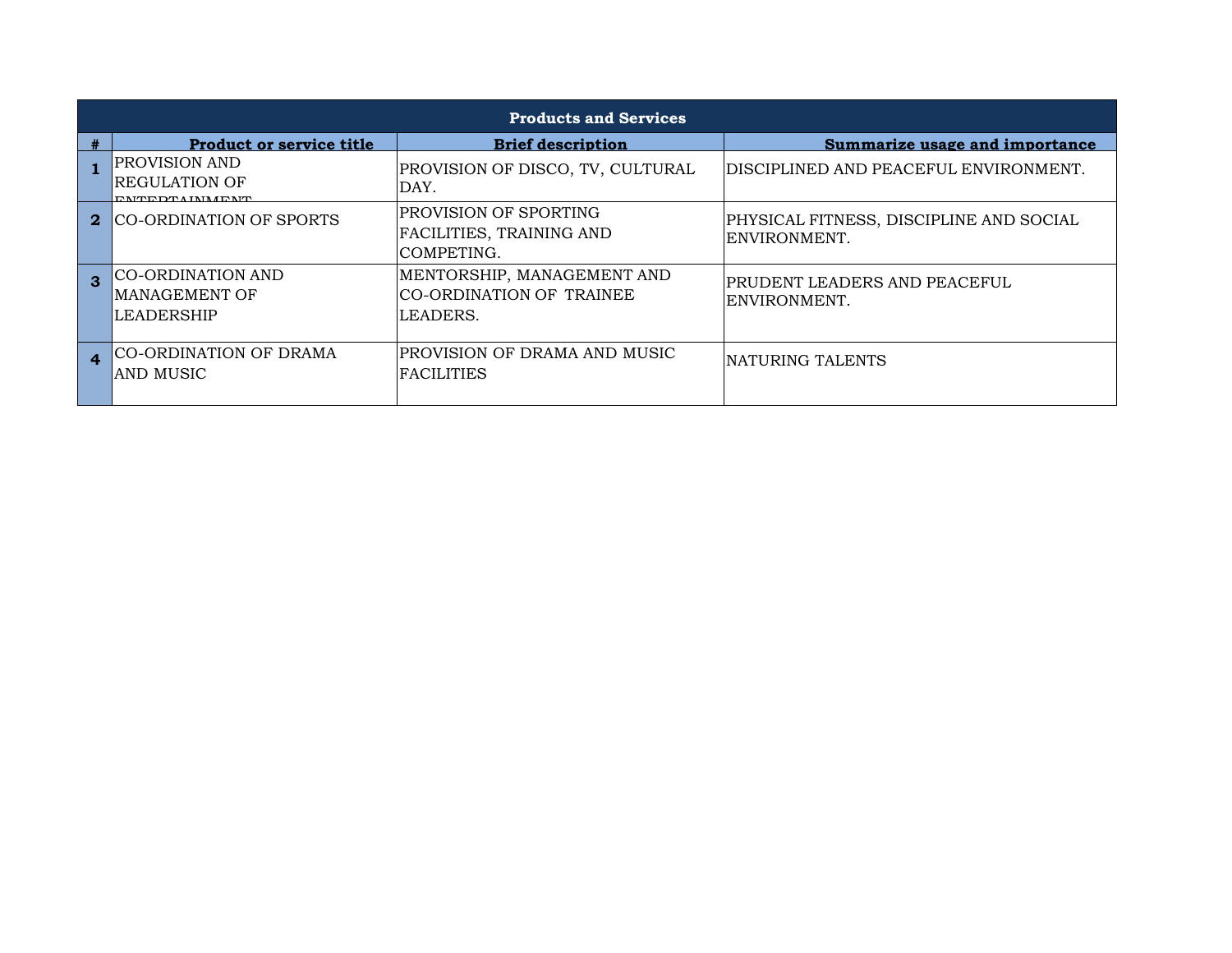| Products and Services | | | |
|---|---|---|---|
| # | Product or service title | Brief description | Summarize usage and importance |
| 1 | PROVISION AND REGULATION OF ENTERTAINMENT | PROVISION OF DISCO, TV, CULTURAL DAY. | DISCIPLINED AND PEACEFUL ENVIRONMENT. |
| 2 | CO-ORDINATION OF SPORTS | PROVISION OF SPORTING FACILITIES, TRAINING AND COMPETING. | PHYSICAL FITNESS, DISCIPLINE AND SOCIAL ENVIRONMENT. |
| 3 | CO-ORDINATION AND MANAGEMENT OF LEADERSHIP | MENTORSHIP, MANAGEMENT AND CO-ORDINATION OF TRAINEE LEADERS. | PRUDENT LEADERS AND PEACEFUL ENVIRONMENT. |
| 4 | CO-ORDINATION OF DRAMA AND MUSIC | PROVISION OF DRAMA AND MUSIC FACILITIES | NATURING TALENTS |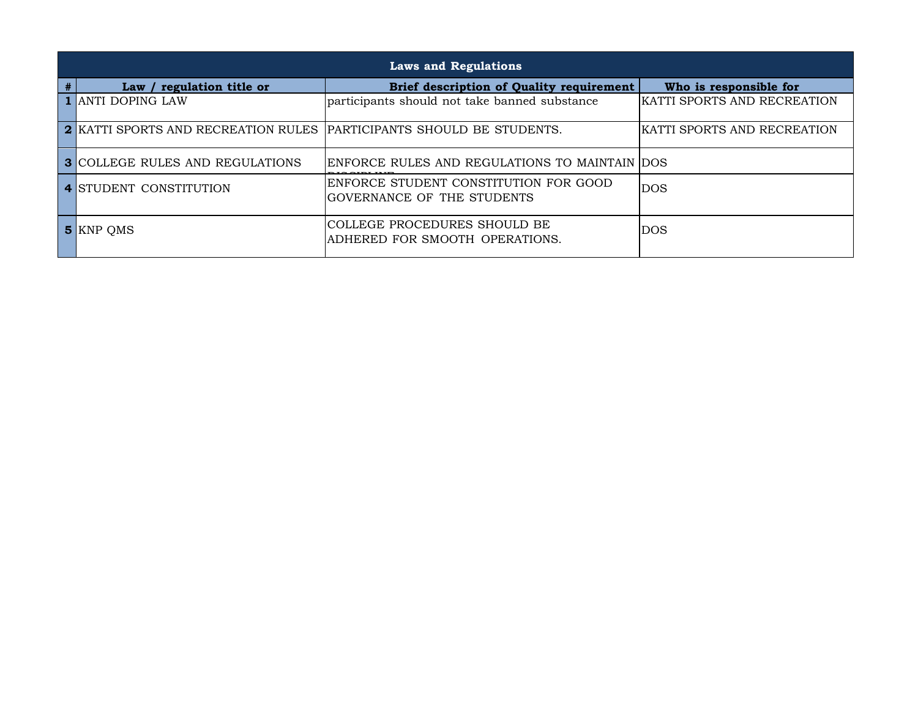| Laws and Regulations | | | |
| --- | --- | --- | --- |
| # | Law / regulation title or | Brief description of Quality requirement | Who is responsible for |
| 1 | ANTI DOPING LAW | participants should not take banned substance | KATTI SPORTS AND RECREATION |
| 2 | KATTI SPORTS AND RECREATION RULES | PARTICIPANTS SHOULD BE STUDENTS. | KATTI SPORTS AND RECREATION |
| 3 | COLLEGE RULES AND REGULATIONS | ENFORCE RULES AND REGULATIONS TO MAINTAIN DISCIPLINE | DOS |
| 4 | STUDENT CONSTITUTION | ENFORCE STUDENT CONSTITUTION FOR GOOD GOVERNANCE OF THE STUDENTS | DOS |
| 5 | KNP QMS | COLLEGE PROCEDURES SHOULD BE ADHERED FOR SMOOTH OPERATIONS. | DOS |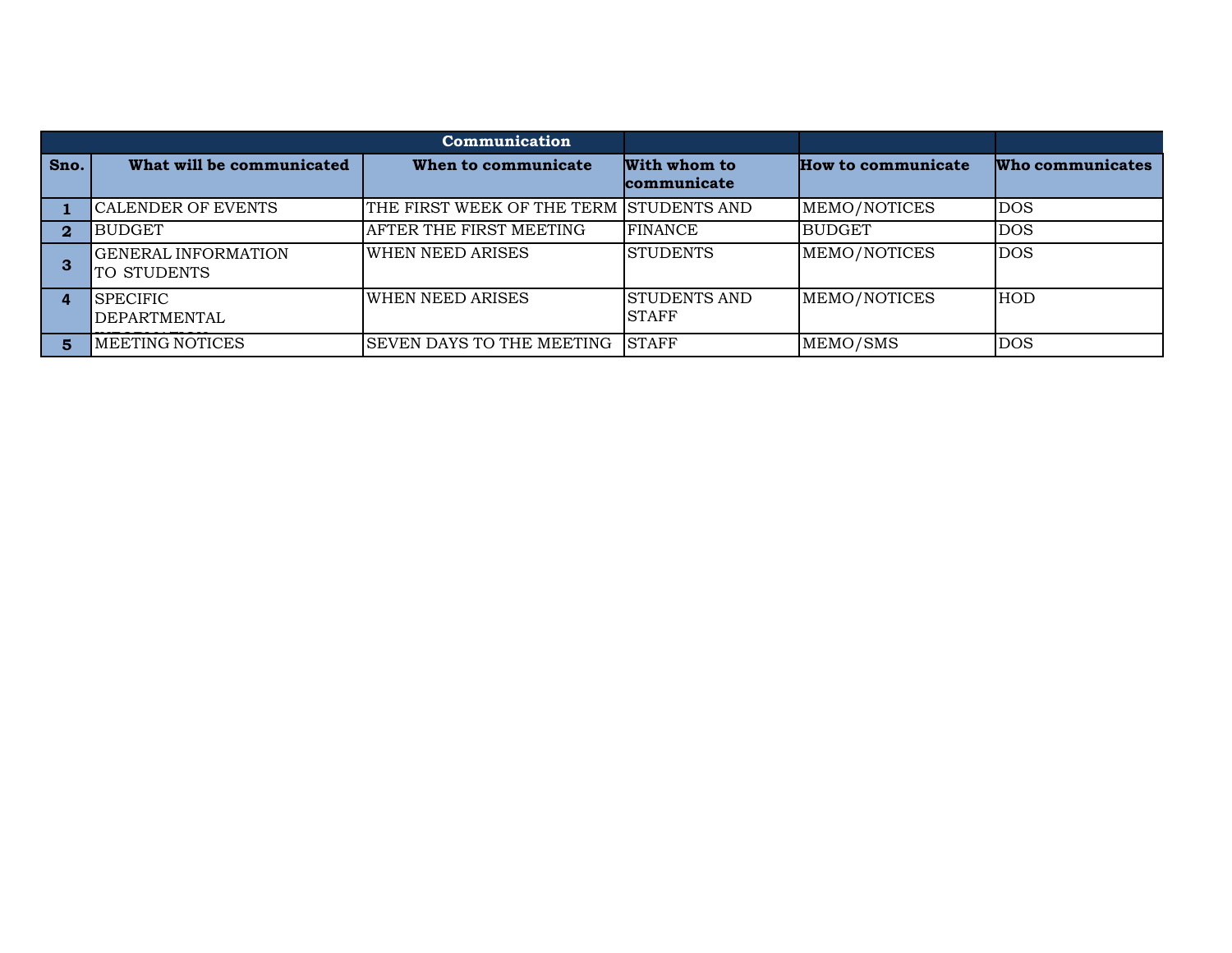| Communication | | | | | |
|---|---|---|---|---|---|
| **Sno.** | **What will be communicated** | **When to communicate** | **With whom to communicate** | **How to communicate** | **Who communicates** |
| **1** | CALENDER OF EVENTS | THE FIRST WEEK OF THE TERM | STUDENTS AND | MEMO/NOTICES | DOS |
| **2** | BUDGET | AFTER THE FIRST MEETING | FINANCE | BUDGET | DOS |
| **3** | GENERAL INFORMATION TO STUDENTS | WHEN NEED ARISES | STUDENTS | MEMO/NOTICES | DOS |
| **4** | SPECIFIC DEPARTMENTAL INFORMATION | WHEN NEED ARISES | STUDENTS AND STAFF | MEMO/NOTICES | HOD |
| **5** | MEETING NOTICES | SEVEN DAYS TO THE MEETING | STAFF | MEMO/SMS | DOS |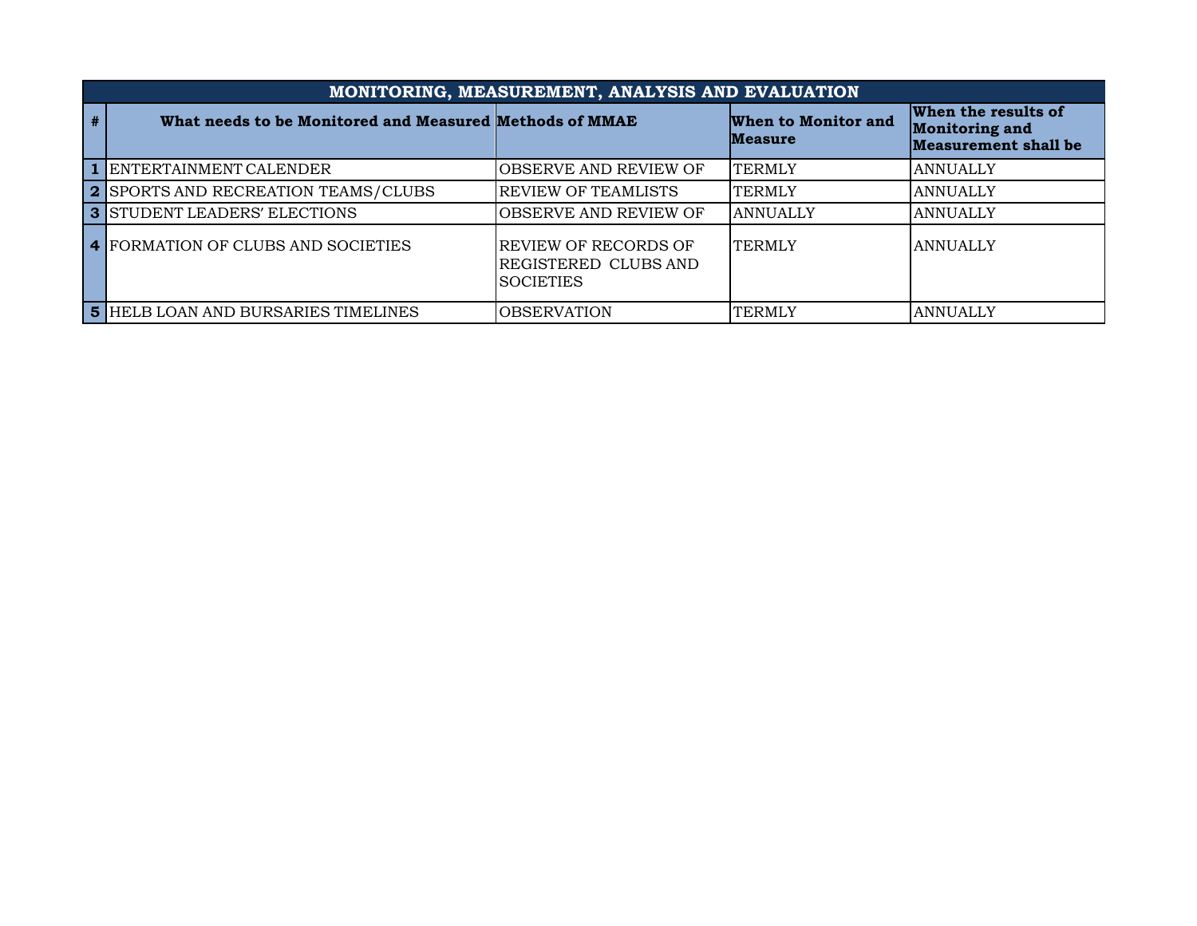| MONITORING, MEASUREMENT, ANALYSIS AND EVALUATION | | | | |
|---|---|---|---|---|
| # | What needs to be Monitored and Measured | Methods of MMAE | When to Monitor and Measure | When the results of Monitoring and Measurement shall be |
| 1 | ENTERTAINMENT CALENDER | OBSERVE AND REVIEW OF | TERMLY | ANNUALLY |
| 2 | SPORTS AND RECREATION TEAMS/CLUBS | REVIEW OF TEAMLISTS | TERMLY | ANNUALLY |
| 3 | STUDENT LEADERS' ELECTIONS | OBSERVE AND REVIEW OF | ANNUALLY | ANNUALLY |
| 4 | FORMATION OF CLUBS AND SOCIETIES | REVIEW OF RECORDS OF REGISTERED CLUBS AND SOCIETIES | TERMLY | ANNUALLY |
| 5 | HELB LOAN AND BURSARIES TIMELINES | OBSERVATION | TERMLY | ANNUALLY |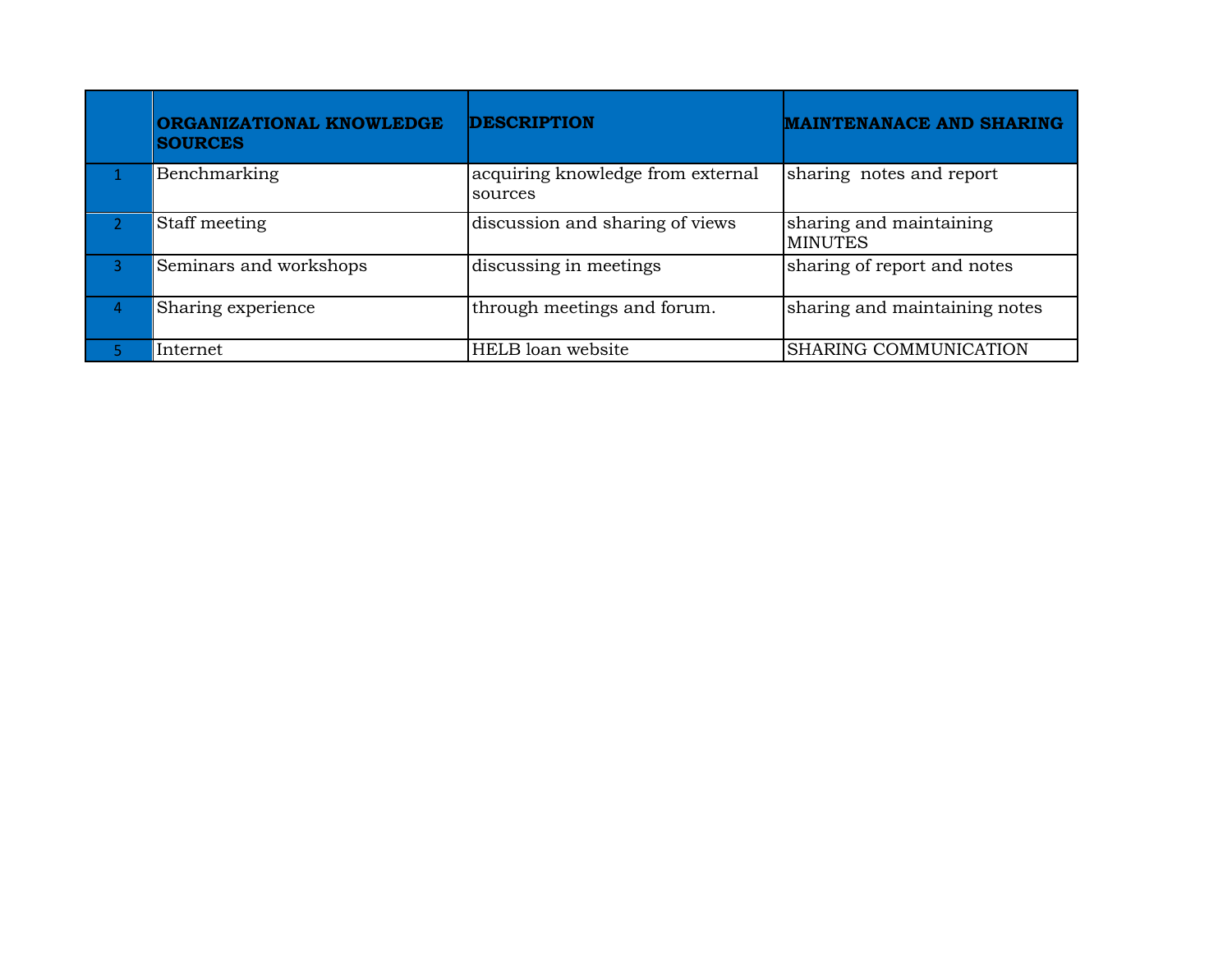| | ORGANIZATIONAL KNOWLEDGE SOURCES | DESCRIPTION | MAINTENANACE AND SHARING |
|---|---|---|---|
| 1 | Benchmarking | acquiring knowledge from external sources | sharing notes and report |
| 2 | Staff meeting | discussion and sharing of views | sharing and maintaining MINUTES |
| 3 | Seminars and workshops | discussing in meetings | sharing of report and notes |
| 4 | Sharing experience | through meetings and forum. | sharing and maintaining notes |
| 5 | Internet | HELB loan website | SHARING COMMUNICATION |